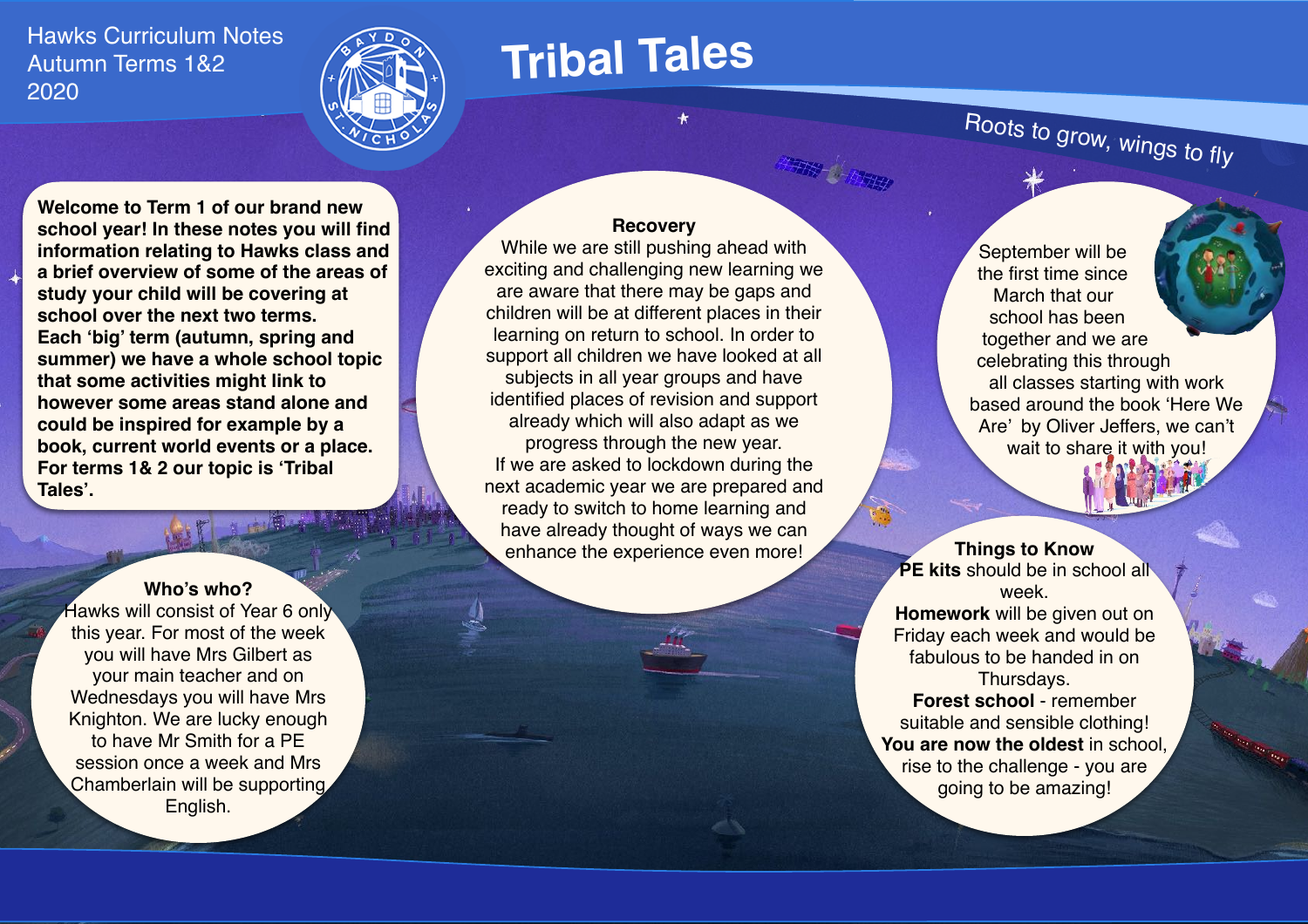Hawks Curriculum Notes
Autumn Terms 1&2
2020

# Tribal Tales

*Roots to grow, wings to fly*

**Welcome to Term 1 of our brand new school year! In these notes you will find information relating to Hawks class and a brief overview of some of the areas of study your child will be covering at school over the next two terms.**
**Each 'big' term (autumn, spring and summer) we have a whole school topic that some activities might link to however some areas stand alone and could be inspired for example by a book, current world events or a place.**
**For terms 1& 2 our topic is 'Tribal Tales'.**

## Recovery

While we are still pushing ahead with exciting and challenging new learning we are aware that there may be gaps and children will be at different places in their learning on return to school. In order to support all children we have looked at all subjects in all year groups and have identified places of revision and support already which will also adapt as we progress through the new year.
If we are asked to lockdown during the next academic year we are prepared and ready to switch to home learning and have already thought of ways we can enhance the experience even more!

September will be the first time since March that our school has been together and we are celebrating this through all classes starting with work based around the book 'Here We Are' by Oliver Jeffers, we can't wait to share it with you!

## Who's who?

Hawks will consist of Year 6 only this year. For most of the week you will have Mrs Gilbert as your main teacher and on Wednesdays you will have Mrs Knighton. We are lucky enough to have Mr Smith for a PE session once a week and Mrs Chamberlain will be supporting English.

## Things to Know

**PE kits** should be in school all week.
**Homework** will be given out on Friday each week and would be fabulous to be handed in on Thursdays.
**Forest school** - remember suitable and sensible clothing!
**You are now the oldest** in school, rise to the challenge - you are going to be amazing!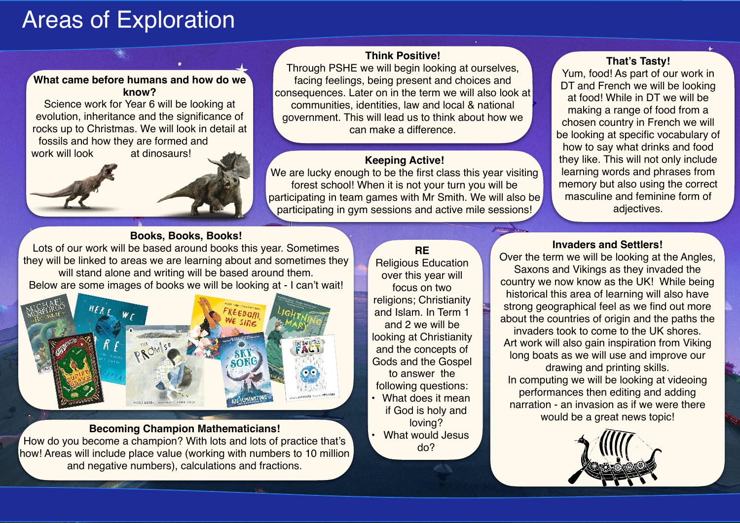# Areas of Exploration

### What came before humans and how do we know?

Science work for Year 6 will be looking at evolution, inheritance and the significance of rocks up to Christmas. We will look in detail at fossils and how they are formed and work will look at dinosaurs!

### Think Positive!

Through PSHE we will begin looking at ourselves, facing feelings, being present and choices and consequences. Later on in the term we will also look at communities, identities, law and local & national government. This will lead us to think about how we can make a difference.

### Keeping Active!

We are lucky enough to be the first class this year visiting forest school! When it is not your turn you will be participating in team games with Mr Smith. We will also be participating in gym sessions and active mile sessions!

### That's Tasty!

Yum, food! As part of our work in DT and French we will be looking at food! While in DT we will be making a range of food from a chosen country in French we will be looking at specific vocabulary of how to say what drinks and food they like. This will not only include learning words and phrases from memory but also using the correct masculine and feminine form of adjectives.

### Books, Books, Books!

Lots of our work will be based around books this year. Sometimes they will be linked to areas we are learning about and sometimes they will stand alone and writing will be based around them.

Below are some images of books we will be looking at - I can't wait!

### Becoming Champion Mathematicians!

How do you become a champion? With lots and lots of practice that's how! Areas will include place value (working with numbers to 10 million and negative numbers), calculations and fractions.

### RE

Religious Education over this year will focus on two religions; Christianity and Islam. In Term 1 and 2 we will be looking at Christianity and the concepts of Gods and the Gospel to answer the following questions:

- What does it mean if God is holy and loving?
- What would Jesus do?

### Invaders and Settlers!

Over the term we will be looking at the Angles, Saxons and Vikings as they invaded the country we now know as the UK! While being historical this area of learning will also have strong geographical feel as we find out more about the countries of origin and the paths the invaders took to come to the UK shores.

Art work will also gain inspiration from Viking long boats as we will use and improve our drawing and printing skills.

In computing we will be looking at videoing performances then editing and adding narration - an invasion as if we were there would be a great news topic!